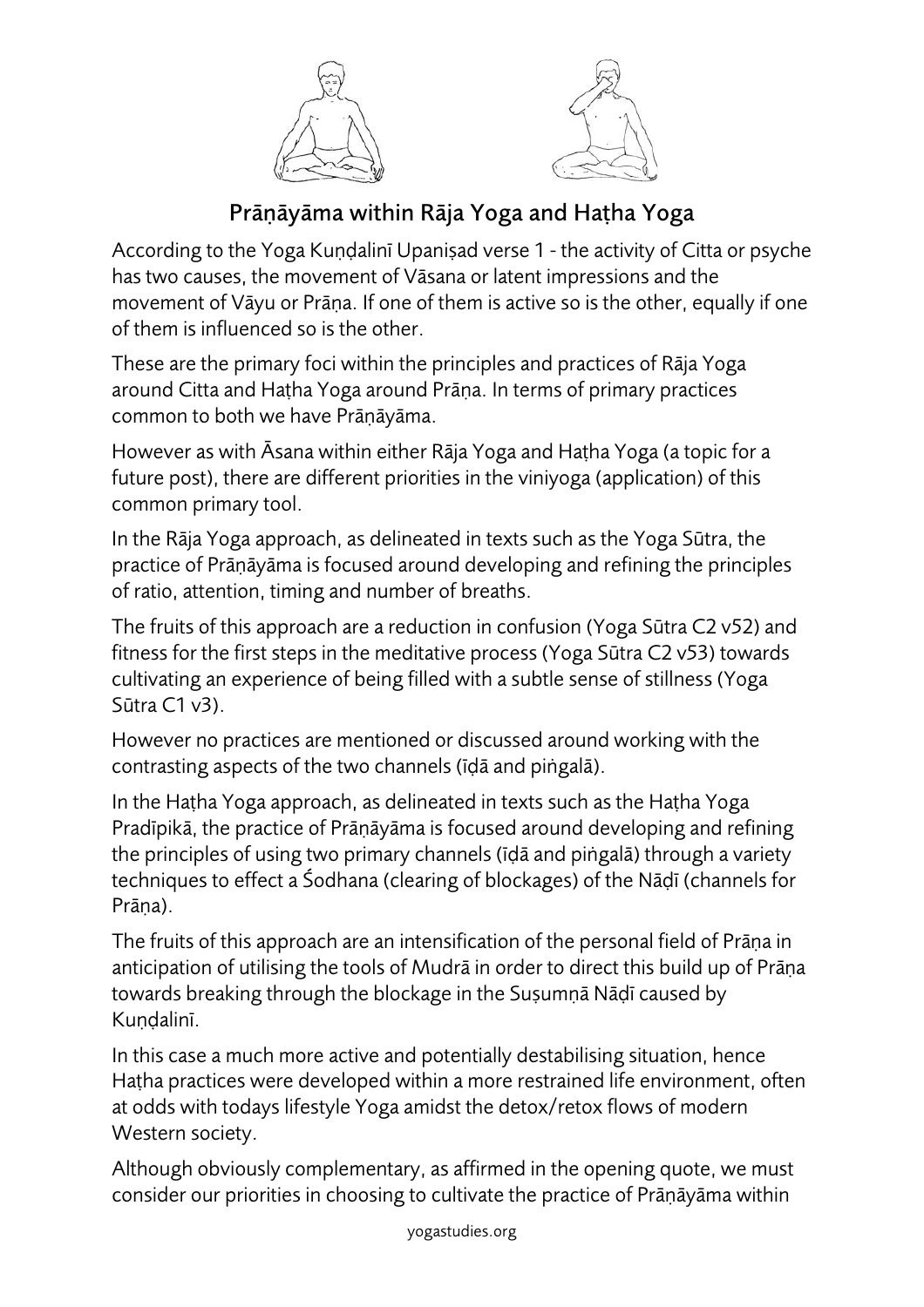# Prāṇāyāma within Rāja Yoga and Haṭha Yoga

According to the Yoga Kuṇḍalinī Upaniṣad verse 1 - the activity of Citta or psyche has two causes, the movement of Vāsana or latent impressions and the movement of Vāyu or Prāṇa. If one of them is active so is the other, equally if one of them is influenced so is the other.

These are the primary foci within the principles and practices of Rāja Yoga around Citta and Haṭha Yoga around Prāṇa. In terms of primary practices common to both we have Prāṇāyāma.

However as with Āsana within either Rāja Yoga and Haṭha Yoga (a topic for a future post), there are different priorities in the viniyoga (application) of this common primary tool.

In the Rāja Yoga approach, as delineated in texts such as the Yoga Sūtra, the practice of Prāṇāyāma is focused around developing and refining the principles of ratio, attention, timing and number of breaths.

The fruits of this approach are a reduction in confusion (Yoga Sūtra C2 v52) and fitness for the first steps in the meditative process (Yoga Sūtra C2 v53) towards cultivating an experience of being filled with a subtle sense of stillness (Yoga Sūtra C1 v3).

However no practices are mentioned or discussed around working with the contrasting aspects of the two channels (īḍā and piṅgalā).

In the Haṭha Yoga approach, as delineated in texts such as the Haṭha Yoga Pradīpikā, the practice of Prāṇāyāma is focused around developing and refining the principles of using two primary channels (īḍā and piṅgalā) through a variety techniques to effect a Śodhana (clearing of blockages) of the Nāḍī (channels for Prāṇa).

The fruits of this approach are an intensification of the personal field of Prāṇa in anticipation of utilising the tools of Mudrā in order to direct this build up of Prāṇa towards breaking through the blockage in the Suṣumṇā Nāḍī caused by Kuṇḍalinī.

In this case a much more active and potentially destabilising situation, hence Haṭha practices were developed within a more restrained life environment, often at odds with todays lifestyle Yoga amidst the detox/retox flows of modern Western society.

Although obviously complementary, as affirmed in the opening quote, we must consider our priorities in choosing to cultivate the practice of Prāṇāyāma within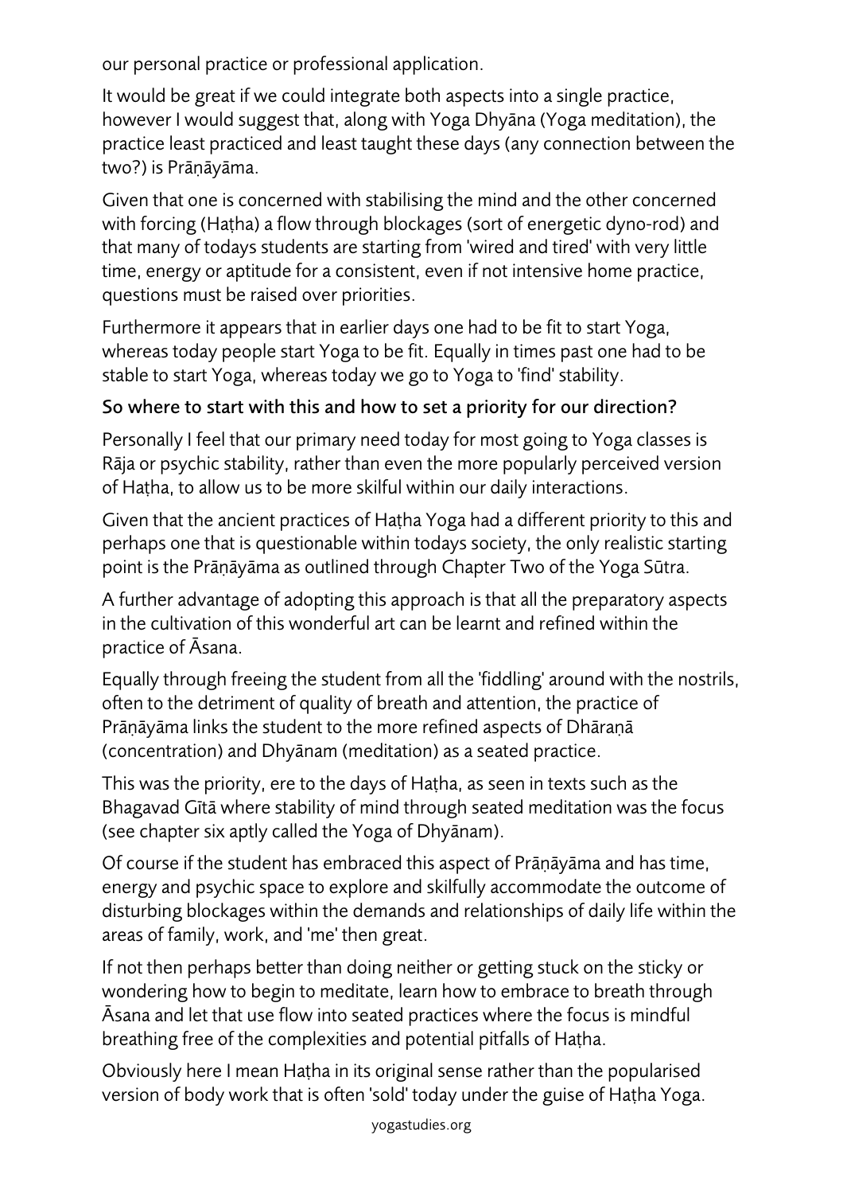our personal practice or professional application.

It would be great if we could integrate both aspects into a single practice, however I would suggest that, along with Yoga Dhyāna (Yoga meditation), the practice least practiced and least taught these days (any connection between the two?) is Prāṇāyāma.

Given that one is concerned with stabilising the mind and the other concerned with forcing (Haṭha) a flow through blockages (sort of energetic dyno-rod) and that many of todays students are starting from 'wired and tired' with very little time, energy or aptitude for a consistent, even if not intensive home practice, questions must be raised over priorities.

Furthermore it appears that in earlier days one had to be fit to start Yoga, whereas today people start Yoga to be fit. Equally in times past one had to be stable to start Yoga, whereas today we go to Yoga to 'find' stability.

**So where to start with this and how to set a priority for our direction?**

Personally I feel that our primary need today for most going to Yoga classes is Rāja or psychic stability, rather than even the more popularly perceived version of Haṭha, to allow us to be more skilful within our daily interactions.

Given that the ancient practices of Haṭha Yoga had a different priority to this and perhaps one that is questionable within todays society, the only realistic starting point is the Prāṇāyāma as outlined through Chapter Two of the Yoga Sūtra.

A further advantage of adopting this approach is that all the preparatory aspects in the cultivation of this wonderful art can be learnt and refined within the practice of Āsana.

Equally through freeing the student from all the 'fiddling' around with the nostrils, often to the detriment of quality of breath and attention, the practice of Prāṇāyāma links the student to the more refined aspects of Dhāraṇā (concentration) and Dhyānam (meditation) as a seated practice.

This was the priority, ere to the days of Haṭha, as seen in texts such as the Bhagavad Gītā where stability of mind through seated meditation was the focus (see chapter six aptly called the Yoga of Dhyānam).

Of course if the student has embraced this aspect of Prāṇāyāma and has time, energy and psychic space to explore and skilfully accommodate the outcome of disturbing blockages within the demands and relationships of daily life within the areas of family, work, and 'me' then great.

If not then perhaps better than doing neither or getting stuck on the sticky or wondering how to begin to meditate, learn how to embrace to breath through Āsana and let that use flow into seated practices where the focus is mindful breathing free of the complexities and potential pitfalls of Haṭha.

Obviously here I mean Haṭha in its original sense rather than the popularised version of body work that is often 'sold' today under the guise of Haṭha Yoga.